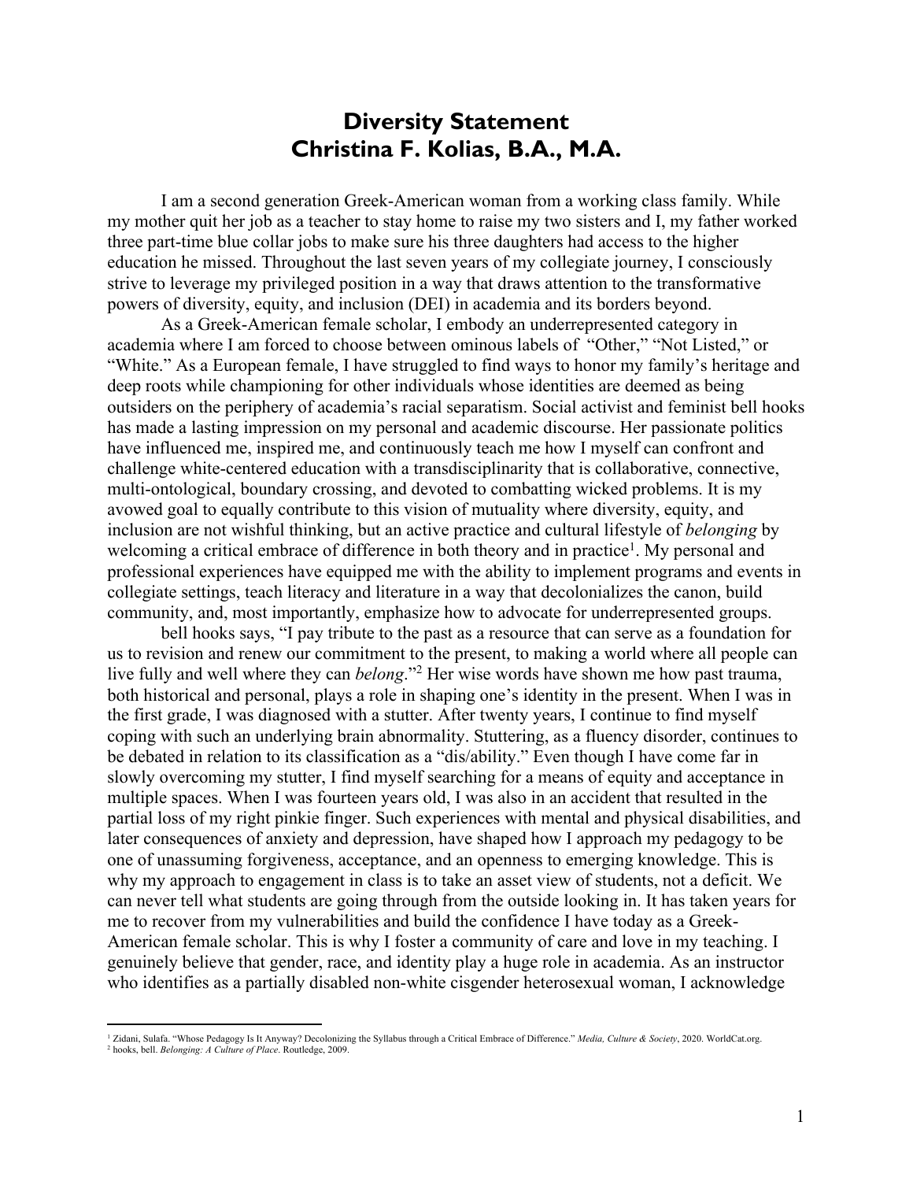# Diversity Statement
# Christina F. Kolias, B.A., M.A.

I am a second generation Greek-American woman from a working class family. While my mother quit her job as a teacher to stay home to raise my two sisters and I, my father worked three part-time blue collar jobs to make sure his three daughters had access to the higher education he missed. Throughout the last seven years of my collegiate journey, I consciously strive to leverage my privileged position in a way that draws attention to the transformative powers of diversity, equity, and inclusion (DEI) in academia and its borders beyond.

As a Greek-American female scholar, I embody an underrepresented category in academia where I am forced to choose between ominous labels of "Other," "Not Listed," or "White." As a European female, I have struggled to find ways to honor my family's heritage and deep roots while championing for other individuals whose identities are deemed as being outsiders on the periphery of academia's racial separatism. Social activist and feminist bell hooks has made a lasting impression on my personal and academic discourse. Her passionate politics have influenced me, inspired me, and continuously teach me how I myself can confront and challenge white-centered education with a transdisciplinarity that is collaborative, connective, multi-ontological, boundary crossing, and devoted to combatting wicked problems. It is my avowed goal to equally contribute to this vision of mutuality where diversity, equity, and inclusion are not wishful thinking, but an active practice and cultural lifestyle of *belonging* by welcoming a critical embrace of difference in both theory and in practice[1]. My personal and professional experiences have equipped me with the ability to implement programs and events in collegiate settings, teach literacy and literature in a way that decolonializes the canon, build community, and, most importantly, emphasize how to advocate for underrepresented groups.

bell hooks says, "I pay tribute to the past as a resource that can serve as a foundation for us to revision and renew our commitment to the present, to making a world where all people can live fully and well where they can *belong*."[2] Her wise words have shown me how past trauma, both historical and personal, plays a role in shaping one's identity in the present. When I was in the first grade, I was diagnosed with a stutter. After twenty years, I continue to find myself coping with such an underlying brain abnormality. Stuttering, as a fluency disorder, continues to be debated in relation to its classification as a "dis/ability." Even though I have come far in slowly overcoming my stutter, I find myself searching for a means of equity and acceptance in multiple spaces. When I was fourteen years old, I was also in an accident that resulted in the partial loss of my right pinkie finger. Such experiences with mental and physical disabilities, and later consequences of anxiety and depression, have shaped how I approach my pedagogy to be one of unassuming forgiveness, acceptance, and an openness to emerging knowledge. This is why my approach to engagement in class is to take an asset view of students, not a deficit. We can never tell what students are going through from the outside looking in. It has taken years for me to recover from my vulnerabilities and build the confidence I have today as a Greek-American female scholar. This is why I foster a community of care and love in my teaching. I genuinely believe that gender, race, and identity play a huge role in academia. As an instructor who identifies as a partially disabled non-white cisgender heterosexual woman, I acknowledge

[1] Zidani, Sulafa. "Whose Pedagogy Is It Anyway? Decolonizing the Syllabus through a Critical Embrace of Difference." *Media, Culture & Society*, 2020. WorldCat.org.

[2] hooks, bell. *Belonging: A Culture of Place*. Routledge, 2009.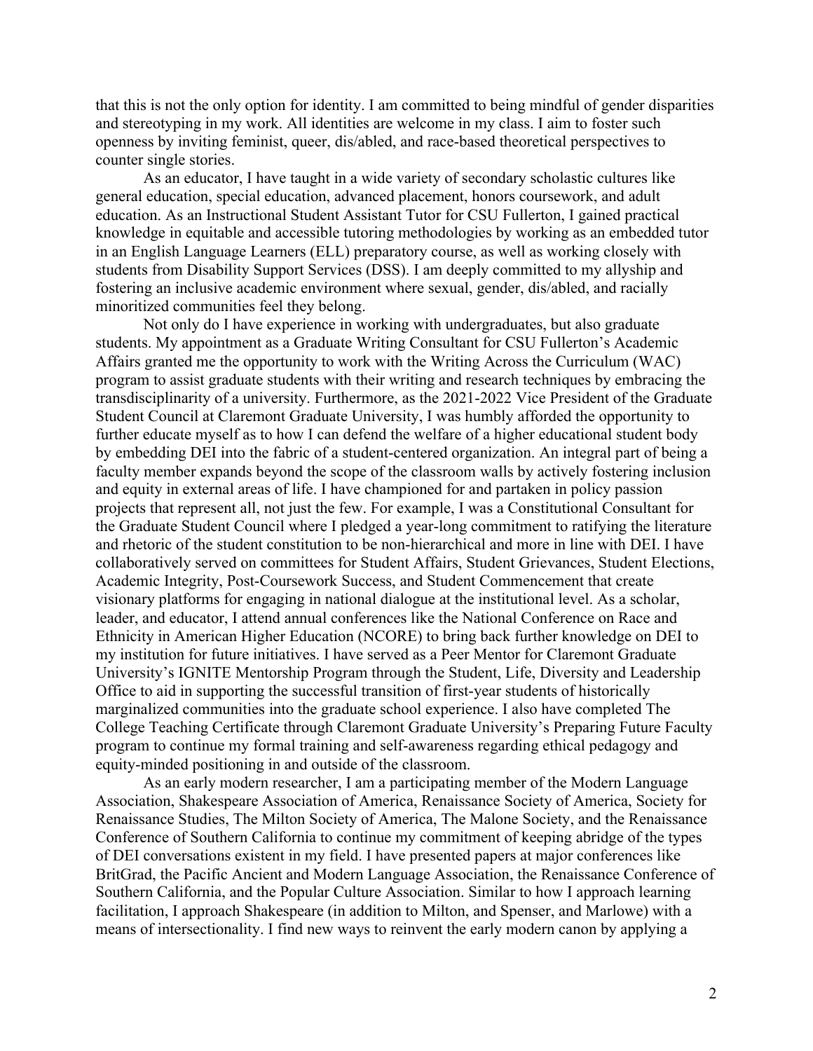that this is not the only option for identity. I am committed to being mindful of gender disparities and stereotyping in my work. All identities are welcome in my class. I aim to foster such openness by inviting feminist, queer, dis/abled, and race-based theoretical perspectives to counter single stories.

As an educator, I have taught in a wide variety of secondary scholastic cultures like general education, special education, advanced placement, honors coursework, and adult education. As an Instructional Student Assistant Tutor for CSU Fullerton, I gained practical knowledge in equitable and accessible tutoring methodologies by working as an embedded tutor in an English Language Learners (ELL) preparatory course, as well as working closely with students from Disability Support Services (DSS). I am deeply committed to my allyship and fostering an inclusive academic environment where sexual, gender, dis/abled, and racially minoritized communities feel they belong.

Not only do I have experience in working with undergraduates, but also graduate students. My appointment as a Graduate Writing Consultant for CSU Fullerton's Academic Affairs granted me the opportunity to work with the Writing Across the Curriculum (WAC) program to assist graduate students with their writing and research techniques by embracing the transdisciplinarity of a university. Furthermore, as the 2021-2022 Vice President of the Graduate Student Council at Claremont Graduate University, I was humbly afforded the opportunity to further educate myself as to how I can defend the welfare of a higher educational student body by embedding DEI into the fabric of a student-centered organization. An integral part of being a faculty member expands beyond the scope of the classroom walls by actively fostering inclusion and equity in external areas of life. I have championed for and partaken in policy passion projects that represent all, not just the few. For example, I was a Constitutional Consultant for the Graduate Student Council where I pledged a year-long commitment to ratifying the literature and rhetoric of the student constitution to be non-hierarchical and more in line with DEI. I have collaboratively served on committees for Student Affairs, Student Grievances, Student Elections, Academic Integrity, Post-Coursework Success, and Student Commencement that create visionary platforms for engaging in national dialogue at the institutional level. As a scholar, leader, and educator, I attend annual conferences like the National Conference on Race and Ethnicity in American Higher Education (NCORE) to bring back further knowledge on DEI to my institution for future initiatives. I have served as a Peer Mentor for Claremont Graduate University's IGNITE Mentorship Program through the Student, Life, Diversity and Leadership Office to aid in supporting the successful transition of first-year students of historically marginalized communities into the graduate school experience. I also have completed The College Teaching Certificate through Claremont Graduate University's Preparing Future Faculty program to continue my formal training and self-awareness regarding ethical pedagogy and equity-minded positioning in and outside of the classroom.

As an early modern researcher, I am a participating member of the Modern Language Association, Shakespeare Association of America, Renaissance Society of America, Society for Renaissance Studies, The Milton Society of America, The Malone Society, and the Renaissance Conference of Southern California to continue my commitment of keeping abridge of the types of DEI conversations existent in my field. I have presented papers at major conferences like BritGrad, the Pacific Ancient and Modern Language Association, the Renaissance Conference of Southern California, and the Popular Culture Association. Similar to how I approach learning facilitation, I approach Shakespeare (in addition to Milton, and Spenser, and Marlowe) with a means of intersectionality. I find new ways to reinvent the early modern canon by applying a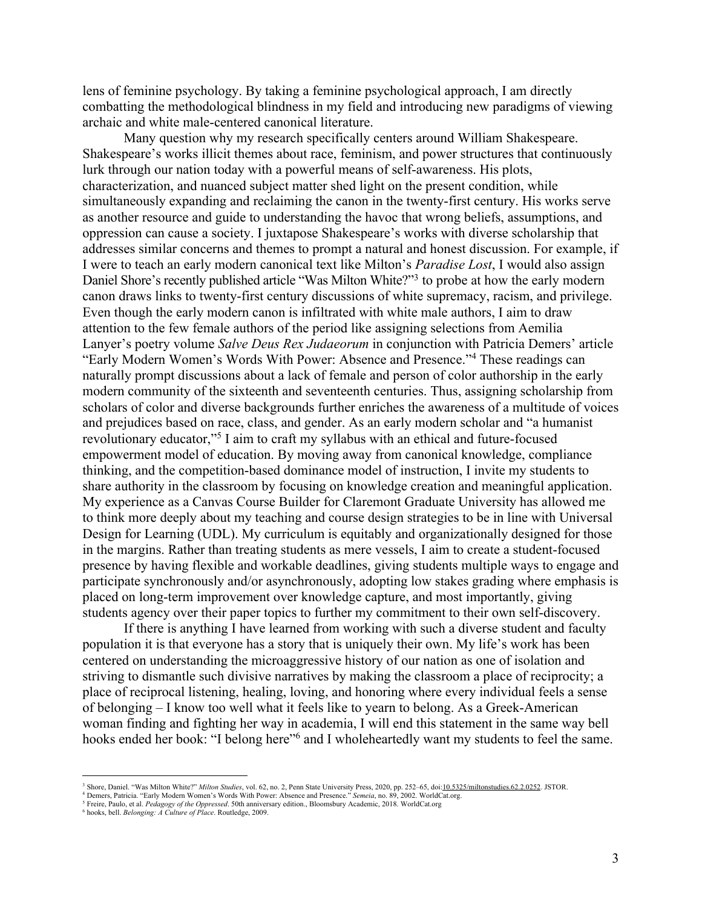lens of feminine psychology. By taking a feminine psychological approach, I am directly combatting the methodological blindness in my field and introducing new paradigms of viewing archaic and white male-centered canonical literature.

Many question why my research specifically centers around William Shakespeare. Shakespeare's works illicit themes about race, feminism, and power structures that continuously lurk through our nation today with a powerful means of self-awareness. His plots, characterization, and nuanced subject matter shed light on the present condition, while simultaneously expanding and reclaiming the canon in the twenty-first century. His works serve as another resource and guide to understanding the havoc that wrong beliefs, assumptions, and oppression can cause a society. I juxtapose Shakespeare's works with diverse scholarship that addresses similar concerns and themes to prompt a natural and honest discussion. For example, if I were to teach an early modern canonical text like Milton's *Paradise Lost*, I would also assign Daniel Shore's recently published article "Was Milton White?"[3] to probe at how the early modern canon draws links to twenty-first century discussions of white supremacy, racism, and privilege. Even though the early modern canon is infiltrated with white male authors, I aim to draw attention to the few female authors of the period like assigning selections from Aemilia Lanyer's poetry volume *Salve Deus Rex Judaeorum* in conjunction with Patricia Demers' article "Early Modern Women's Words With Power: Absence and Presence."[4] These readings can naturally prompt discussions about a lack of female and person of color authorship in the early modern community of the sixteenth and seventeenth centuries. Thus, assigning scholarship from scholars of color and diverse backgrounds further enriches the awareness of a multitude of voices and prejudices based on race, class, and gender. As an early modern scholar and "a humanist revolutionary educator,"[5] I aim to craft my syllabus with an ethical and future-focused empowerment model of education. By moving away from canonical knowledge, compliance thinking, and the competition-based dominance model of instruction, I invite my students to share authority in the classroom by focusing on knowledge creation and meaningful application. My experience as a Canvas Course Builder for Claremont Graduate University has allowed me to think more deeply about my teaching and course design strategies to be in line with Universal Design for Learning (UDL). My curriculum is equitably and organizationally designed for those in the margins. Rather than treating students as mere vessels, I aim to create a student-focused presence by having flexible and workable deadlines, giving students multiple ways to engage and participate synchronously and/or asynchronously, adopting low stakes grading where emphasis is placed on long-term improvement over knowledge capture, and most importantly, giving students agency over their paper topics to further my commitment to their own self-discovery.

If there is anything I have learned from working with such a diverse student and faculty population it is that everyone has a story that is uniquely their own. My life's work has been centered on understanding the microaggressive history of our nation as one of isolation and striving to dismantle such divisive narratives by making the classroom a place of reciprocity; a place of reciprocal listening, healing, loving, and honoring where every individual feels a sense of belonging – I know too well what it feels like to yearn to belong. As a Greek-American woman finding and fighting her way in academia, I will end this statement in the same way bell hooks ended her book: "I belong here"[6] and I wholeheartedly want my students to feel the same.

---

[3] Shore, Daniel. "Was Milton White?" *Milton Studies*, vol. 62, no. 2, Penn State University Press, 2020, pp. 252–65, doi:10.5325/miltonstudies.62.2.0252. JSTOR.

[4] Demers, Patricia. "Early Modern Women's Words With Power: Absence and Presence." *Semeia*, no. 89, 2002. WorldCat.org.

[5] Freire, Paulo, et al. *Pedagogy of the Oppressed*. 50th anniversary edition., Bloomsbury Academic, 2018. WorldCat.org

[6] hooks, bell. *Belonging: A Culture of Place*. Routledge, 2009.